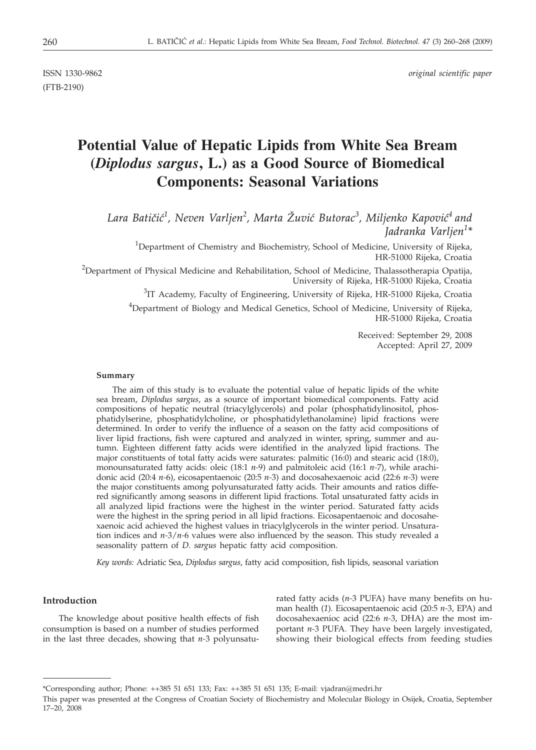ISSN 1330-9862 *original scientific paper*

(FTB-2190)

# Potential Value of Hepatic Lipids from White Sea Bream (*Diplodus sargus*, L.) as a Good Source of Biomedical Components: Seasonal Variations

*Lara Batičić[1], Neven Varljen[2], Marta Žuvić Butorac[3], Miljenko Kapović[4] and Jadranka Varljen[1]\**

[1]Department of Chemistry and Biochemistry, School of Medicine, University of Rijeka, HR-51000 Rijeka, Croatia

[2]Department of Physical Medicine and Rehabilitation, School of Medicine, Thalassotherapia Opatija, University of Rijeka, HR-51000 Rijeka, Croatia

[3]IT Academy, Faculty of Engineering, University of Rijeka, HR-51000 Rijeka, Croatia

[4]Department of Biology and Medical Genetics, School of Medicine, University of Rijeka, HR-51000 Rijeka, Croatia

Received: September 29, 2008
Accepted: April 27, 2009

### Summary

The aim of this study is to evaluate the potential value of hepatic lipids of the white sea bream, *Diplodus sargus*, as a source of important biomedical components. Fatty acid compositions of hepatic neutral (triacylglycerols) and polar (phosphatidylinositol, phosphatidylserine, phosphatidylcholine, or phosphatidylethanolamine) lipid fractions were determined. In order to verify the influence of a season on the fatty acid compositions of liver lipid fractions, fish were captured and analyzed in winter, spring, summer and autumn. Eighteen different fatty acids were identified in the analyzed lipid fractions. The major constituents of total fatty acids were saturates: palmitic (16:0) and stearic acid (18:0), monounsaturated fatty acids: oleic (18:1 *n*-9) and palmitoleic acid (16:1 *n*-7), while arachidonic acid (20:4 *n*-6), eicosapentaenoic (20:5 *n*-3) and docosahexaenoic acid (22:6 *n*-3) were the major constituents among polyunsaturated fatty acids. Their amounts and ratios differed significantly among seasons in different lipid fractions. Total unsaturated fatty acids in all analyzed lipid fractions were the highest in the winter period. Saturated fatty acids were the highest in the spring period in all lipid fractions. Eicosapentaenoic and docosahexaenoic acid achieved the highest values in triacylglycerols in the winter period. Unsaturation indices and *n*-3/*n*-6 values were also influenced by the season. This study revealed a seasonality pattern of *D. sargus* hepatic fatty acid composition.

*Key words:* Adriatic Sea, *Diplodus sargus*, fatty acid composition, fish lipids, seasonal variation

## Introduction

The knowledge about positive health effects of fish consumption is based on a number of studies performed in the last three decades, showing that *n*-3 polyunsaturated fatty acids (*n*-3 PUFA) have many benefits on human health (*1*). Eicosapentaenoic acid (20:5 *n*-3, EPA) and docosahexaenioc acid (22:6 *n*-3, DHA) are the most important *n*-3 PUFA. They have been largely investigated, showing their biological effects from feeding studies

---

\*Corresponding author; Phone: ++385 51 651 133; Fax: ++385 51 651 135; E-mail: vjadran@medri.hr

This paper was presented at the Congress of Croatian Society of Biochemistry and Molecular Biology in Osijek, Croatia, September 17–20, 2008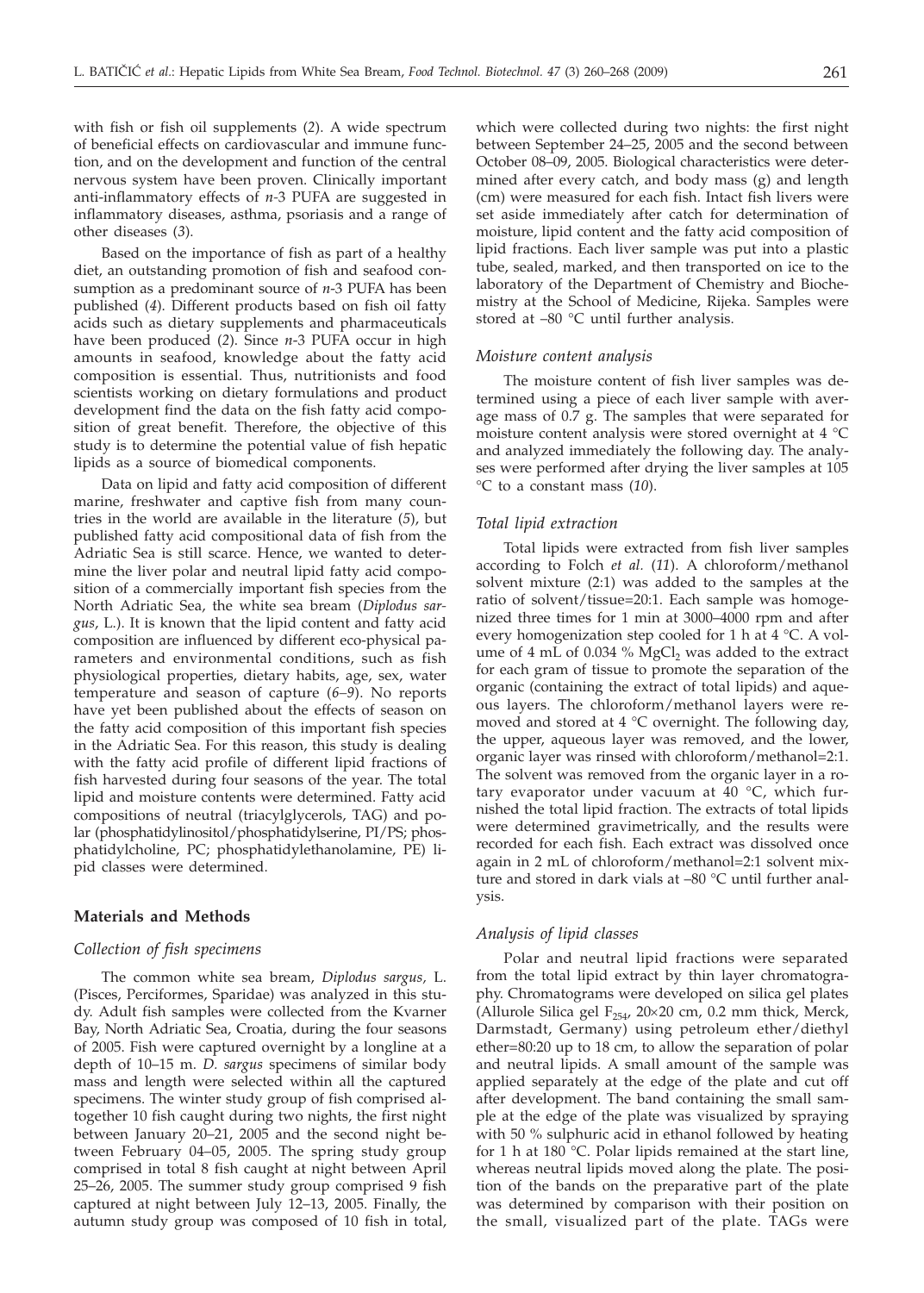with fish or fish oil supplements (*2*). A wide spectrum of beneficial effects on cardiovascular and immune function, and on the development and function of the central nervous system have been proven. Clinically important anti-inflammatory effects of *n*-3 PUFA are suggested in inflammatory diseases, asthma, psoriasis and a range of other diseases (*3*).

Based on the importance of fish as part of a healthy diet, an outstanding promotion of fish and seafood consumption as a predominant source of *n*-3 PUFA has been published (*4*). Different products based on fish oil fatty acids such as dietary supplements and pharmaceuticals have been produced (*2*). Since *n*-3 PUFA occur in high amounts in seafood, knowledge about the fatty acid composition is essential. Thus, nutritionists and food scientists working on dietary formulations and product development find the data on the fish fatty acid composition of great benefit. Therefore, the objective of this study is to determine the potential value of fish hepatic lipids as a source of biomedical components.

Data on lipid and fatty acid composition of different marine, freshwater and captive fish from many countries in the world are available in the literature (*5*), but published fatty acid compositional data of fish from the Adriatic Sea is still scarce. Hence, we wanted to determine the liver polar and neutral lipid fatty acid composition of a commercially important fish species from the North Adriatic Sea, the white sea bream (*Diplodus sargus*, L.). It is known that the lipid content and fatty acid composition are influenced by different eco-physical parameters and environmental conditions, such as fish physiological properties, dietary habits, age, sex, water temperature and season of capture (*6–9*). No reports have yet been published about the effects of season on the fatty acid composition of this important fish species in the Adriatic Sea. For this reason, this study is dealing with the fatty acid profile of different lipid fractions of fish harvested during four seasons of the year. The total lipid and moisture contents were determined. Fatty acid compositions of neutral (triacylglycerols, TAG) and polar (phosphatidylinositol/phosphatidylserine, PI/PS; phosphatidylcholine, PC; phosphatidylethanolamine, PE) lipid classes were determined.

## Materials and Methods

### Collection of fish specimens

The common white sea bream, *Diplodus sargus*, L. (Pisces, Perciformes, Sparidae) was analyzed in this study. Adult fish samples were collected from the Kvarner Bay, North Adriatic Sea, Croatia, during the four seasons of 2005. Fish were captured overnight by a longline at a depth of 10–15 m. *D. sargus* specimens of similar body mass and length were selected within all the captured specimens. The winter study group of fish comprised altogether 10 fish caught during two nights, the first night between January 20–21, 2005 and the second night between February 04–05, 2005. The spring study group comprised in total 8 fish caught at night between April 25–26, 2005. The summer study group comprised 9 fish captured at night between July 12–13, 2005. Finally, the autumn study group was composed of 10 fish in total, which were collected during two nights: the first night between September 24–25, 2005 and the second between October 08–09, 2005. Biological characteristics were determined after every catch, and body mass (g) and length (cm) were measured for each fish. Intact fish livers were set aside immediately after catch for determination of moisture, lipid content and the fatty acid composition of lipid fractions. Each liver sample was put into a plastic tube, sealed, marked, and then transported on ice to the laboratory of the Department of Chemistry and Biochemistry at the School of Medicine, Rijeka. Samples were stored at –80 °C until further analysis.

### Moisture content analysis

The moisture content of fish liver samples was determined using a piece of each liver sample with average mass of 0.7 g. The samples that were separated for moisture content analysis were stored overnight at 4 °C and analyzed immediately the following day. The analyses were performed after drying the liver samples at 105 °C to a constant mass (*10*).

### Total lipid extraction

Total lipids were extracted from fish liver samples according to Folch *et al.* (*11*). A chloroform/methanol solvent mixture (2:1) was added to the samples at the ratio of solvent/tissue=20:1. Each sample was homogenized three times for 1 min at 3000–4000 rpm and after every homogenization step cooled for 1 h at 4 °C. A volume of 4 mL of 0.034 % $MgCl_2$ was added to the extract for each gram of tissue to promote the separation of the organic (containing the extract of total lipids) and aqueous layers. The chloroform/methanol layers were removed and stored at 4 °C overnight. The following day, the upper, aqueous layer was removed, and the lower, organic layer was rinsed with chloroform/methanol=2:1. The solvent was removed from the organic layer in a rotary evaporator under vacuum at 40 °C, which furnished the total lipid fraction. The extracts of total lipids were determined gravimetrically, and the results were recorded for each fish. Each extract was dissolved once again in 2 mL of chloroform/methanol=2:1 solvent mixture and stored in dark vials at –80 °C until further analysis.

### Analysis of lipid classes

Polar and neutral lipid fractions were separated from the total lipid extract by thin layer chromatography. Chromatograms were developed on silica gel plates (Allurole Silica gel $F_{254}$, 20×20 cm, 0.2 mm thick, Merck, Darmstadt, Germany) using petroleum ether/diethyl ether=80:20 up to 18 cm, to allow the separation of polar and neutral lipids. A small amount of the sample was applied separately at the edge of the plate and cut off after development. The band containing the small sample at the edge of the plate was visualized by spraying with 50 % sulphuric acid in ethanol followed by heating for 1 h at 180 °C. Polar lipids remained at the start line, whereas neutral lipids moved along the plate. The position of the bands on the preparative part of the plate was determined by comparison with their position on the small, visualized part of the plate. TAGs were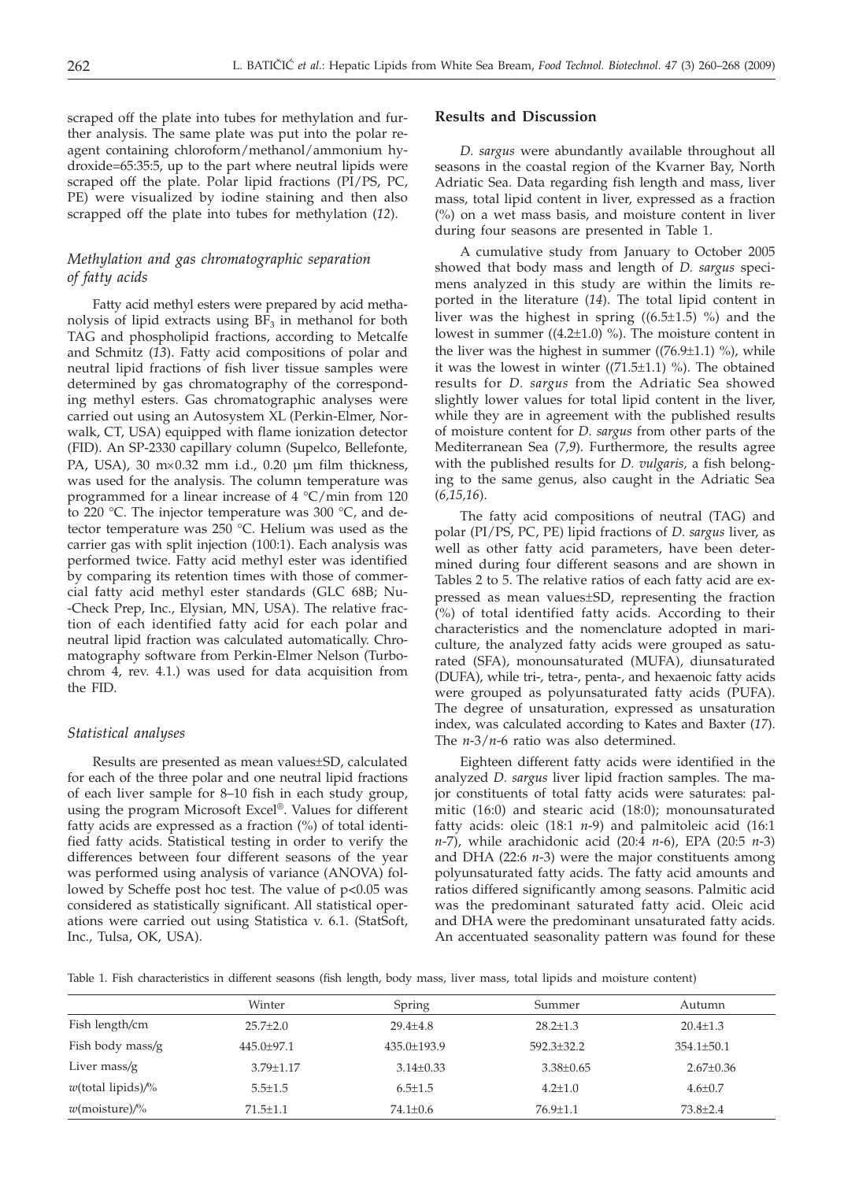scraped off the plate into tubes for methylation and further analysis. The same plate was put into the polar reagent containing chloroform/methanol/ammonium hydroxide=65:35:5, up to the part where neutral lipids were scraped off the plate. Polar lipid fractions (PI/PS, PC, PE) were visualized by iodine staining and then also scrapped off the plate into tubes for methylation (*12*).

### *Methylation and gas chromatographic separation of fatty acids*

Fatty acid methyl esters were prepared by acid methanolysis of lipid extracts using $BF_3$ in methanol for both TAG and phospholipid fractions, according to Metcalfe and Schmitz (*13*). Fatty acid compositions of polar and neutral lipid fractions of fish liver tissue samples were determined by gas chromatography of the corresponding methyl esters. Gas chromatographic analyses were carried out using an Autosystem XL (Perkin-Elmer, Norwalk, CT, USA) equipped with flame ionization detector (FID). An SP-2330 capillary column (Supelco, Bellefonte, PA, USA), 30 m×0.32 mm i.d., 0.20 μm film thickness, was used for the analysis. The column temperature was programmed for a linear increase of 4 °C/min from 120 to 220 °C. The injector temperature was 300 °C, and detector temperature was 250 °C. Helium was used as the carrier gas with split injection (100:1). Each analysis was performed twice. Fatty acid methyl ester was identified by comparing its retention times with those of commercial fatty acid methyl ester standards (GLC 68B; Nu-Check Prep, Inc., Elysian, MN, USA). The relative fraction of each identified fatty acid for each polar and neutral lipid fraction was calculated automatically. Chromatography software from Perkin-Elmer Nelson (Turbochrom 4, rev. 4.1.) was used for data acquisition from the FID.

### *Statistical analyses*

Results are presented as mean values±SD, calculated for each of the three polar and one neutral lipid fractions of each liver sample for 8–10 fish in each study group, using the program Microsoft Excel®. Values for different fatty acids are expressed as a fraction (%) of total identified fatty acids. Statistical testing in order to verify the differences between four different seasons of the year was performed using analysis of variance (ANOVA) followed by Scheffe post hoc test. The value of $p<0.05$ was considered as statistically significant. All statistical operations were carried out using Statistica v. 6.1. (StatSoft, Inc., Tulsa, OK, USA).

## Results and Discussion

*D. sargus* were abundantly available throughout all seasons in the coastal region of the Kvarner Bay, North Adriatic Sea. Data regarding fish length and mass, liver mass, total lipid content in liver, expressed as a fraction (%) on a wet mass basis, and moisture content in liver during four seasons are presented in Table 1.

A cumulative study from January to October 2005 showed that body mass and length of *D. sargus* specimens analyzed in this study are within the limits reported in the literature (*14*). The total lipid content in liver was the highest in spring ((6.5±1.5) %) and the lowest in summer ((4.2±1.0) %). The moisture content in the liver was the highest in summer ((76.9±1.1) %), while it was the lowest in winter ((71.5±1.1) %). The obtained results for *D. sargus* from the Adriatic Sea showed slightly lower values for total lipid content in the liver, while they are in agreement with the published results of moisture content for *D. sargus* from other parts of the Mediterranean Sea (*7,9*). Furthermore, the results agree with the published results for *D. vulgaris*, a fish belonging to the same genus, also caught in the Adriatic Sea (*6,15,16*).

The fatty acid compositions of neutral (TAG) and polar (PI/PS, PC, PE) lipid fractions of *D. sargus* liver, as well as other fatty acid parameters, have been determined during four different seasons and are shown in Tables 2 to 5. The relative ratios of each fatty acid are expressed as mean values±SD, representing the fraction (%) of total identified fatty acids. According to their characteristics and the nomenclature adopted in mariculture, the analyzed fatty acids were grouped as saturated (SFA), monounsaturated (MUFA), diunsaturated (DUFA), while tri-, tetra-, penta-, and hexaenoic fatty acids were grouped as polyunsaturated fatty acids (PUFA). The degree of unsaturation, expressed as unsaturation index, was calculated according to Kates and Baxter (*17*). The *n*-3/*n*-6 ratio was also determined.

Eighteen different fatty acids were identified in the analyzed *D. sargus* liver lipid fraction samples. The major constituents of total fatty acids were saturates: palmitic (16:0) and stearic acid (18:0); monounsaturated fatty acids: oleic (18:1 *n*-9) and palmitoleic acid (16:1 *n*-7), while arachidonic acid (20:4 *n*-6), EPA (20:5 *n*-3) and DHA (22:6 *n*-3) were the major constituents among polyunsaturated fatty acids. The fatty acid amounts and ratios differed significantly among seasons. Palmitic acid was the predominant saturated fatty acid. Oleic acid and DHA were the predominant unsaturated fatty acids. An accentuated seasonality pattern was found for these

Table 1. Fish characteristics in different seasons (fish length, body mass, liver mass, total lipids and moisture content)

| | Winter | Spring | Summer | Autumn |
|---|---|---|---|---|
| Fish length/cm | 25.7±2.0 | 29.4±4.8 | 28.2±1.3 | 20.4±1.3 |
| Fish body mass/g | 445.0±97.1 | 435.0±193.9 | 592.3±32.2 | 354.1±50.1 |
| Liver mass/g | 3.79±1.17 | 3.14±0.33 | 3.38±0.65 | 2.67±0.36 |
| *w*(total lipids)/% | 5.5±1.5 | 6.5±1.5 | 4.2±1.0 | 4.6±0.7 |
| *w*(moisture)/% | 71.5±1.1 | 74.1±0.6 | 76.9±1.1 | 73.8±2.4 |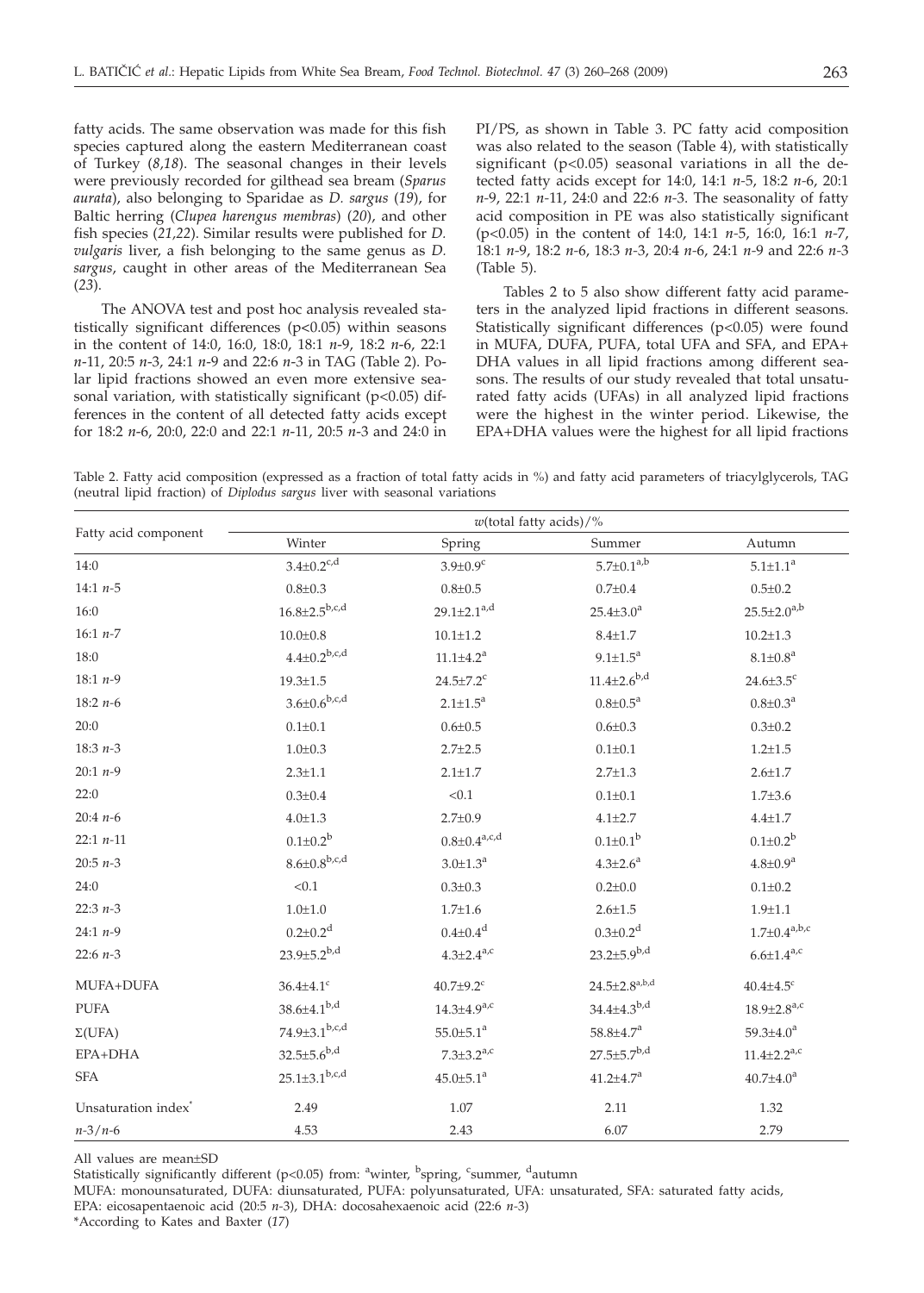fatty acids. The same observation was made for this fish species captured along the eastern Mediterranean coast of Turkey (*8,18*). The seasonal changes in their levels were previously recorded for gilthead sea bream (*Sparus aurata*), also belonging to Sparidae as *D. sargus* (*19*), for Baltic herring (*Clupea harengus membras*) (*20*), and other fish species (*21,22*). Similar results were published for *D. vulgaris* liver, a fish belonging to the same genus as *D. sargus*, caught in other areas of the Mediterranean Sea (*23*).

The ANOVA test and post hoc analysis revealed statistically significant differences ($p<0.05$) within seasons in the content of 14:0, 16:0, 18:0, 18:1 *n*-9, 18:2 *n*-6, 22:1 *n*-11, 20:5 *n*-3, 24:1 *n*-9 and 22:6 *n*-3 in TAG (Table 2). Polar lipid fractions showed an even more extensive seasonal variation, with statistically significant ($p<0.05$) differences in the content of all detected fatty acids except for 18:2 *n*-6, 20:0, 22:0 and 22:1 *n*-11, 20:5 *n*-3 and 24:0 in PI/PS, as shown in Table 3. PC fatty acid composition was also related to the season (Table 4), with statistically significant ($p<0.05$) seasonal variations in all the detected fatty acids except for 14:0, 14:1 *n*-5, 18:2 *n*-6, 20:1 *n*-9, 22:1 *n*-11, 24:0 and 22:6 *n*-3. The seasonality of fatty acid composition in PE was also statistically significant ($p<0.05$) in the content of 14:0, 14:1 *n*-5, 16:0, 16:1 *n*-7, 18:1 *n*-9, 18:2 *n*-6, 18:3 *n*-3, 20:4 *n*-6, 24:1 *n*-9 and 22:6 *n*-3 (Table 5).

Tables 2 to 5 also show different fatty acid parameters in the analyzed lipid fractions in different seasons. Statistically significant differences ($p<0.05$) were found in MUFA, DUFA, PUFA, total UFA and SFA, and EPA+DHA values in all lipid fractions among different seasons. The results of our study revealed that total unsaturated fatty acids (UFAs) in all analyzed lipid fractions were the highest in the winter period. Likewise, the EPA+DHA values were the highest for all lipid fractions

Table 2. Fatty acid composition (expressed as a fraction of total fatty acids in %) and fatty acid parameters of triacylglycerols, TAG (neutral lipid fraction) of *Diplodus sargus* liver with seasonal variations

| Fatty acid component | *w*(total fatty acids)/% | | | |
|---|---|---|---|---|
| | Winter | Spring | Summer | Autumn |
| 14:0 | 3.4±0.2$^{c,d}$ | 3.9±0.9$^{c}$ | 5.7±0.1$^{a,b}$ | 5.1±1.1$^{a}$ |
| 14:1 *n*-5 | 0.8±0.3 | 0.8±0.5 | 0.7±0.4 | 0.5±0.2 |
| 16:0 | 16.8±2.5$^{b,c,d}$ | 29.1±2.1$^{a,d}$ | 25.4±3.0$^{a}$ | 25.5±2.0$^{a,b}$ |
| 16:1 *n*-7 | 10.0±0.8 | 10.1±1.2 | 8.4±1.7 | 10.2±1.3 |
| 18:0 | 4.4±0.2$^{b,c,d}$ | 11.1±4.2$^{a}$ | 9.1±1.5$^{a}$ | 8.1±0.8$^{a}$ |
| 18:1 *n*-9 | 19.3±1.5 | 24.5±7.2$^{c}$ | 11.4±2.6$^{b,d}$ | 24.6±3.5$^{c}$ |
| 18:2 *n*-6 | 3.6±0.6$^{b,c,d}$ | 2.1±1.5$^{a}$ | 0.8±0.5$^{a}$ | 0.8±0.3$^{a}$ |
| 20:0 | 0.1±0.1 | 0.6±0.5 | 0.6±0.3 | 0.3±0.2 |
| 18:3 *n*-3 | 1.0±0.3 | 2.7±2.5 | 0.1±0.1 | 1.2±1.5 |
| 20:1 *n*-9 | 2.3±1.1 | 2.1±1.7 | 2.7±1.3 | 2.6±1.7 |
| 22:0 | 0.3±0.4 | <0.1 | 0.1±0.1 | 1.7±3.6 |
| 20:4 *n*-6 | 4.0±1.3 | 2.7±0.9 | 4.1±2.7 | 4.4±1.7 |
| 22:1 *n*-11 | 0.1±0.2$^{b}$ | 0.8±0.4$^{a,c,d}$ | 0.1±0.1$^{b}$ | 0.1±0.2$^{b}$ |
| 20:5 *n*-3 | 8.6±0.8$^{b,c,d}$ | 3.0±1.3$^{a}$ | 4.3±2.6$^{a}$ | 4.8±0.9$^{a}$ |
| 24:0 | <0.1 | 0.3±0.3 | 0.2±0.0 | 0.1±0.2 |
| 22:3 *n*-3 | 1.0±1.0 | 1.7±1.6 | 2.6±1.5 | 1.9±1.1 |
| 24:1 *n*-9 | 0.2±0.2$^{d}$ | 0.4±0.4$^{d}$ | 0.3±0.2$^{d}$ | 1.7±0.4$^{a,b,c}$ |
| 22:6 *n*-3 | 23.9±5.2$^{b,d}$ | 4.3±2.4$^{a,c}$ | 23.2±5.9$^{b,d}$ | 6.6±1.4$^{a,c}$ |
| MUFA+DUFA | 36.4±4.1$^{c}$ | 40.7±9.2$^{c}$ | 24.5±2.8$^{a,b,d}$ | 40.4±4.5$^{c}$ |
| PUFA | 38.6±4.1$^{b,d}$ | 14.3±4.9$^{a,c}$ | 34.4±4.3$^{b,d}$ | 18.9±2.8$^{a,c}$ |
| Σ(UFA) | 74.9±3.1$^{b,c,d}$ | 55.0±5.1$^{a}$ | 58.8±4.7$^{a}$ | 59.3±4.0$^{a}$ |
| EPA+DHA | 32.5±5.6$^{b,d}$ | 7.3±3.2$^{a,c}$ | 27.5±5.7$^{b,d}$ | 11.4±2.2$^{a,c}$ |
| SFA | 25.1±3.1$^{b,c,d}$ | 45.0±5.1$^{a}$ | 41.2±4.7$^{a}$ | 40.7±4.0$^{a}$ |
| Unsaturation index* | 2.49 | 1.07 | 2.11 | 1.32 |
| *n*-3/*n*-6 | 4.53 | 2.43 | 6.07 | 2.79 |

All values are mean±SD

Statistically significantly different ($p<0.05$) from: [a]winter, [b]spring, [c]summer, [d]autumn

MUFA: monounsaturated, DUFA: diunsaturated, PUFA: polyunsaturated, UFA: unsaturated, SFA: saturated fatty acids, EPA: eicosapentaenoic acid (20:5 *n*-3), DHA: docosahexaenoic acid (22:6 *n*-3)

*According to Kates and Baxter (*17*)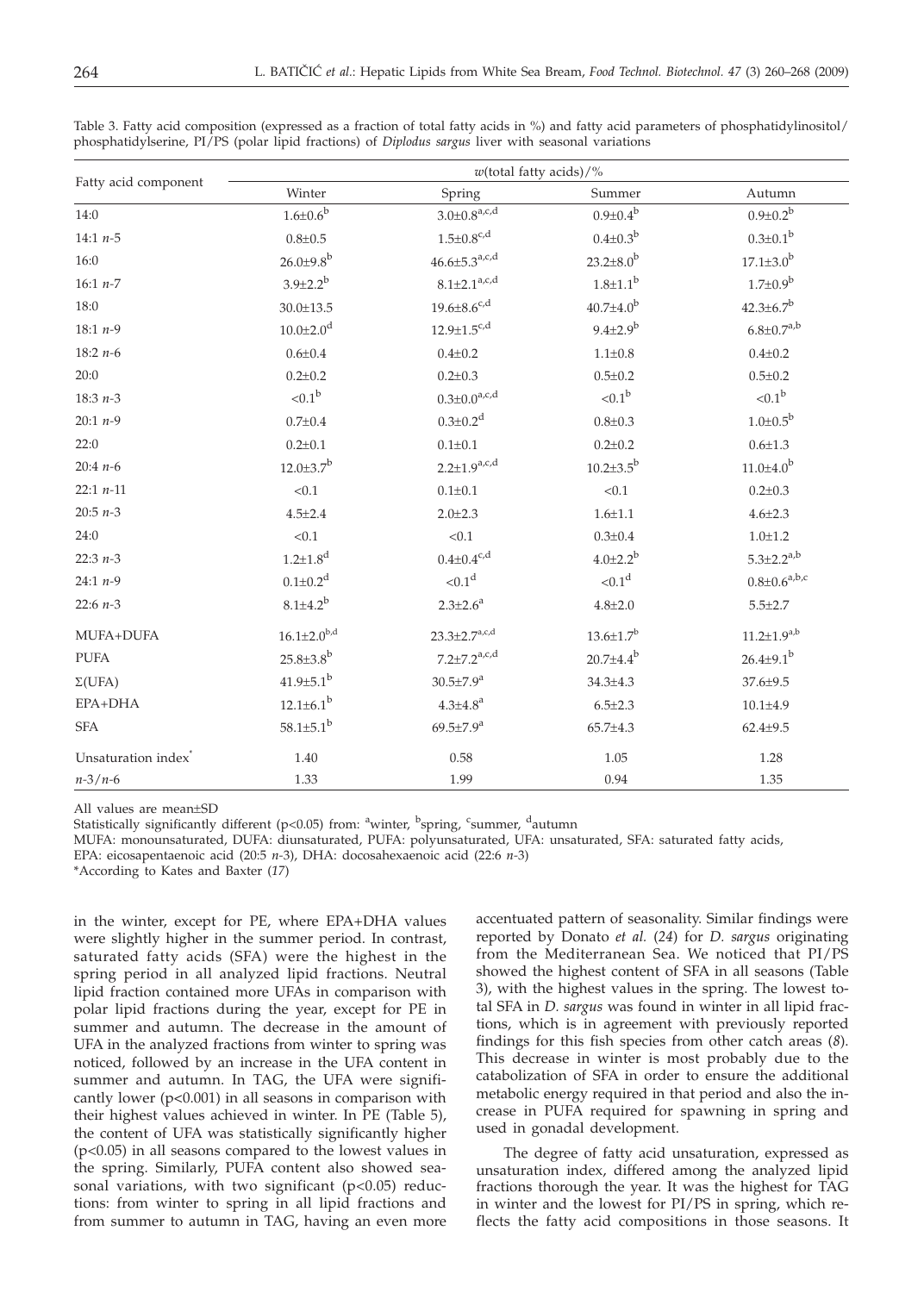Table 3. Fatty acid composition (expressed as a fraction of total fatty acids in %) and fatty acid parameters of phosphatidylinositol/phosphatidylserine, PI/PS (polar lipid fractions) of *Diplodus sargus* liver with seasonal variations

| Fatty acid component | *w*(total fatty acids)/% | | | |
|---|---|---|---|---|
| | Winter | Spring | Summer | Autumn |
| 14:0 | 1.6±0.6[b] | 3.0±0.8[a,c,d] | 0.9±0.4[b] | 0.9±0.2[b] |
| 14:1 *n*-5 | 0.8±0.5 | 1.5±0.8[c,d] | 0.4±0.3[b] | 0.3±0.1[b] |
| 16:0 | 26.0±9.8[b] | 46.6±5.3[a,c,d] | 23.2±8.0[b] | 17.1±3.0[b] |
| 16:1 *n*-7 | 3.9±2.2[b] | 8.1±2.1[a,c,d] | 1.8±1.1[b] | 1.7±0.9[b] |
| 18:0 | 30.0±13.5 | 19.6±8.6[c,d] | 40.7±4.0[b] | 42.3±6.7[b] |
| 18:1 *n*-9 | 10.0±2.0[d] | 12.9±1.5[c,d] | 9.4±2.9[b] | 6.8±0.7[a,b] |
| 18:2 *n*-6 | 0.6±0.4 | 0.4±0.2 | 1.1±0.8 | 0.4±0.2 |
| 20:0 | 0.2±0.2 | 0.2±0.3 | 0.5±0.2 | 0.5±0.2 |
| 18:3 *n*-3 | <0.1[b] | 0.3±0.0[a,c,d] | <0.1[b] | <0.1[b] |
| 20:1 *n*-9 | 0.7±0.4 | 0.3±0.2[d] | 0.8±0.3 | 1.0±0.5[b] |
| 22:0 | 0.2±0.1 | 0.1±0.1 | 0.2±0.2 | 0.6±1.3 |
| 20:4 *n*-6 | 12.0±3.7[b] | 2.2±1.9[a,c,d] | 10.2±3.5[b] | 11.0±4.0[b] |
| 22:1 *n*-11 | <0.1 | 0.1±0.1 | <0.1 | 0.2±0.3 |
| 20:5 *n*-3 | 4.5±2.4 | 2.0±2.3 | 1.6±1.1 | 4.6±2.3 |
| 24:0 | <0.1 | <0.1 | 0.3±0.4 | 1.0±1.2 |
| 22:3 *n*-3 | 1.2±1.8[d] | 0.4±0.4[c,d] | 4.0±2.2[b] | 5.3±2.2[a,b] |
| 24:1 *n*-9 | 0.1±0.2[d] | <0.1[d] | <0.1[d] | 0.8±0.6[a,b,c] |
| 22:6 *n*-3 | 8.1±4.2[b] | 2.3±2.6[a] | 4.8±2.0 | 5.5±2.7 |
| MUFA+DUFA | 16.1±2.0[b,d] | 23.3±2.7[a,c,d] | 13.6±1.7[b] | 11.2±1.9[a,b] |
| PUFA | 25.8±3.8[b] | 7.2±7.2[a,c,d] | 20.7±4.4[b] | 26.4±9.1[b] |
| Σ(UFA) | 41.9±5.1[b] | 30.5±7.9[a] | 34.3±4.3 | 37.6±9.5 |
| EPA+DHA | 12.1±6.1[b] | 4.3±4.8[a] | 6.5±2.3 | 10.1±4.9 |
| SFA | 58.1±5.1[b] | 69.5±7.9[a] | 65.7±4.3 | 62.4±9.5 |
| Unsaturation index* | 1.40 | 0.58 | 1.05 | 1.28 |
| *n*-3/*n*-6 | 1.33 | 1.99 | 0.94 | 1.35 |

All values are mean±SD

Statistically significantly different ($p<0.05$) from: [a]winter, [b]spring, [c]summer, [d]autumn

MUFA: monounsaturated, DUFA: diunsaturated, PUFA: polyunsaturated, UFA: unsaturated, SFA: saturated fatty acids, EPA: eicosapentaenoic acid (20:5 *n*-3), DHA: docosahexaenoic acid (22:6 *n*-3)

*According to Kates and Baxter (*17*)

in the winter, except for PE, where EPA+DHA values were slightly higher in the summer period. In contrast, saturated fatty acids (SFA) were the highest in the spring period in all analyzed lipid fractions. Neutral lipid fraction contained more UFAs in comparison with polar lipid fractions during the year, except for PE in summer and autumn. The decrease in the amount of UFA in the analyzed fractions from winter to spring was noticed, followed by an increase in the UFA content in summer and autumn. In TAG, the UFA were significantly lower ($p<0.001$) in all seasons in comparison with their highest values achieved in winter. In PE (Table 5), the content of UFA was statistically significantly higher ($p<0.05$) in all seasons compared to the lowest values in the spring. Similarly, PUFA content also showed seasonal variations, with two significant ($p<0.05$) reductions: from winter to spring in all lipid fractions and from summer to autumn in TAG, having an even more accentuated pattern of seasonality. Similar findings were reported by Donato *et al.* (*24*) for *D. sargus* originating from the Mediterranean Sea. We noticed that PI/PS showed the highest content of SFA in all seasons (Table 3), with the highest values in the spring. The lowest total SFA in *D. sargus* was found in winter in all lipid fractions, which is in agreement with previously reported findings for this fish species from other catch areas (*8*). This decrease in winter is most probably due to the catabolization of SFA in order to ensure the additional metabolic energy required in that period and also the increase in PUFA required for spawning in spring and used in gonadal development.

The degree of fatty acid unsaturation, expressed as unsaturation index, differed among the analyzed lipid fractions thorough the year. It was the highest for TAG in winter and the lowest for PI/PS in spring, which reflects the fatty acid compositions in those seasons. It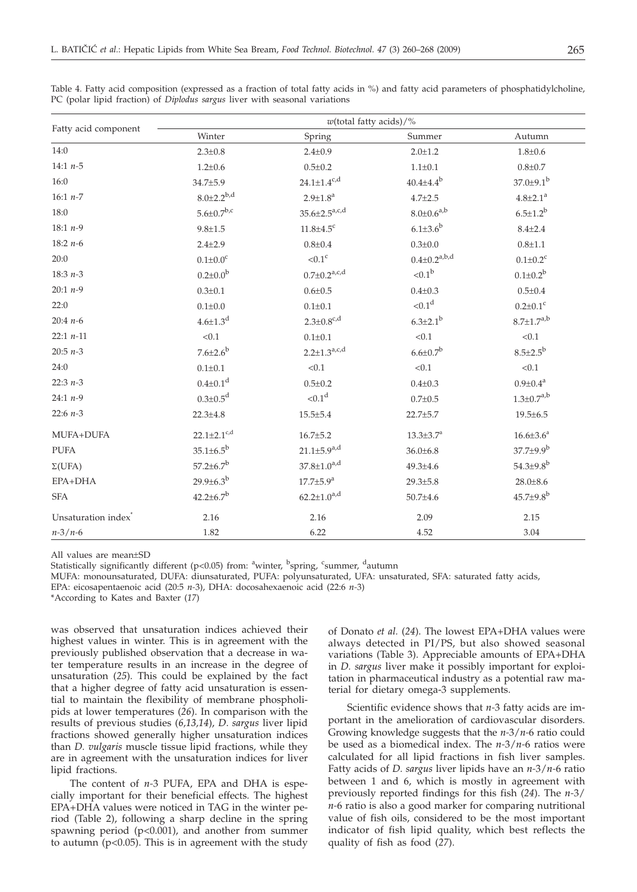Table 4. Fatty acid composition (expressed as a fraction of total fatty acids in %) and fatty acid parameters of phosphatidylcholine, PC (polar lipid fraction) of *Diplodus sargus* liver with seasonal variations

| Fatty acid component | *w*(total fatty acids)/% | | | |
|---|---|---|---|---|
| | Winter | Spring | Summer | Autumn |
| 14:0 | 2.3±0.8 | 2.4±0.9 | 2.0±1.2 | 1.8±0.6 |
| 14:1 *n*-5 | 1.2±0.6 | 0.5±0.2 | 1.1±0.1 | 0.8±0.7 |
| 16:0 | 34.7±5.9 | 24.1±1.4[c,d] | 40.4±4.4[b] | 37.0±9.1[b] |
| 16:1 *n*-7 | 8.0±2.2[b,d] | 2.9±1.8[a] | 4.7±2.5 | 4.8±2.1[a] |
| 18:0 | 5.6±0.7[b,c] | 35.6±2.5[a,c,d] | 8.0±0.6[a,b] | 6.5±1.2[b] |
| 18:1 *n*-9 | 9.8±1.5 | 11.8±4.5[c] | 6.1±3.6[b] | 8.4±2.4 |
| 18:2 *n*-6 | 2.4±2.9 | 0.8±0.4 | 0.3±0.0 | 0.8±1.1 |
| 20:0 | 0.1±0.0[c] | <0.1[c] | 0.4±0.2[a,b,d] | 0.1±0.2[c] |
| 18:3 *n*-3 | 0.2±0.0[b] | 0.7±0.2[a,c,d] | <0.1[b] | 0.1±0.2[b] |
| 20:1 *n*-9 | 0.3±0.1 | 0.6±0.5 | 0.4±0.3 | 0.5±0.4 |
| 22:0 | 0.1±0.0 | 0.1±0.1 | <0.1[d] | 0.2±0.1[c] |
| 20:4 *n*-6 | 4.6±1.3[d] | 2.3±0.8[c,d] | 6.3±2.1[b] | 8.7±1.7[a,b] |
| 22:1 *n*-11 | <0.1 | 0.1±0.1 | <0.1 | <0.1 |
| 20:5 *n*-3 | 7.6±2.6[b] | 2.2±1.3[a,c,d] | 6.6±0.7[b] | 8.5±2.5[b] |
| 24:0 | 0.1±0.1 | <0.1 | <0.1 | <0.1 |
| 22:3 *n*-3 | 0.4±0.1[d] | 0.5±0.2 | 0.4±0.3 | 0.9±0.4[a] |
| 24:1 *n*-9 | 0.3±0.5[d] | <0.1[d] | 0.7±0.5 | 1.3±0.7[a,b] |
| 22:6 *n*-3 | 22.3±4.8 | 15.5±5.4 | 22.7±5.7 | 19.5±6.5 |
| MUFA+DUFA | 22.1±2.1[c,d] | 16.7±5.2 | 13.3±3.7[a] | 16.6±3.6[a] |
| PUFA | 35.1±6.5[b] | 21.1±5.9[a,d] | 36.0±6.8 | 37.7±9.9[b] |
| Σ(UFA) | 57.2±6.7[b] | 37.8±1.0[a,d] | 49.3±4.6 | 54.3±9.8[b] |
| EPA+DHA | 29.9±6.3[b] | 17.7±5.9[a] | 29.3±5.8 | 28.0±8.6 |
| SFA | 42.2±6.7[b] | 62.2±1.0[a,d] | 50.7±4.6 | 45.7±9.8[b] |
| Unsaturation index* | 2.16 | 2.16 | 2.09 | 2.15 |
| *n*-3/*n*-6 | 1.82 | 6.22 | 4.52 | 3.04 |

All values are mean±SD

Statistically significantly different ($p<0.05$) from: [a]winter, [b]spring, [c]summer, [d]autumn

MUFA: monounsaturated, DUFA: diunsaturated, PUFA: polyunsaturated, UFA: unsaturated, SFA: saturated fatty acids,

EPA: eicosapentaenoic acid (20:5 *n*-3), DHA: docosahexaenoic acid (22:6 *n*-3)

*According to Kates and Baxter (*17*)

was observed that unsaturation indices achieved their highest values in winter. This is in agreement with the previously published observation that a decrease in water temperature results in an increase in the degree of unsaturation (*25*). This could be explained by the fact that a higher degree of fatty acid unsaturation is essential to maintain the flexibility of membrane phospholipids at lower temperatures (*26*). In comparison with the results of previous studies (*6,13,14*), *D. sargus* liver lipid fractions showed generally higher unsaturation indices than *D. vulgaris* muscle tissue lipid fractions, while they are in agreement with the unsaturation indices for liver lipid fractions.

The content of *n*-3 PUFA, EPA and DHA is especially important for their beneficial effects. The highest EPA+DHA values were noticed in TAG in the winter period (Table 2), following a sharp decline in the spring spawning period ($p<0.001$), and another from summer to autumn ($p<0.05$). This is in agreement with the study of Donato *et al.* (*24*). The lowest EPA+DHA values were always detected in PI/PS, but also showed seasonal variations (Table 3). Appreciable amounts of EPA+DHA in *D. sargus* liver make it possibly important for exploitation in pharmaceutical industry as a potential raw material for dietary omega-3 supplements.

Scientific evidence shows that *n*-3 fatty acids are important in the amelioration of cardiovascular disorders. Growing knowledge suggests that the *n*-3/*n*-6 ratio could be used as a biomedical index. The *n*-3/*n*-6 ratios were calculated for all lipid fractions in fish liver samples. Fatty acids of *D. sargus* liver lipids have an *n*-3/*n*-6 ratio between 1 and 6, which is mostly in agreement with previously reported findings for this fish (*24*). The *n*-3/*n*-6 ratio is also a good marker for comparing nutritional value of fish oils, considered to be the most important indicator of fish lipid quality, which best reflects the quality of fish as food (*27*).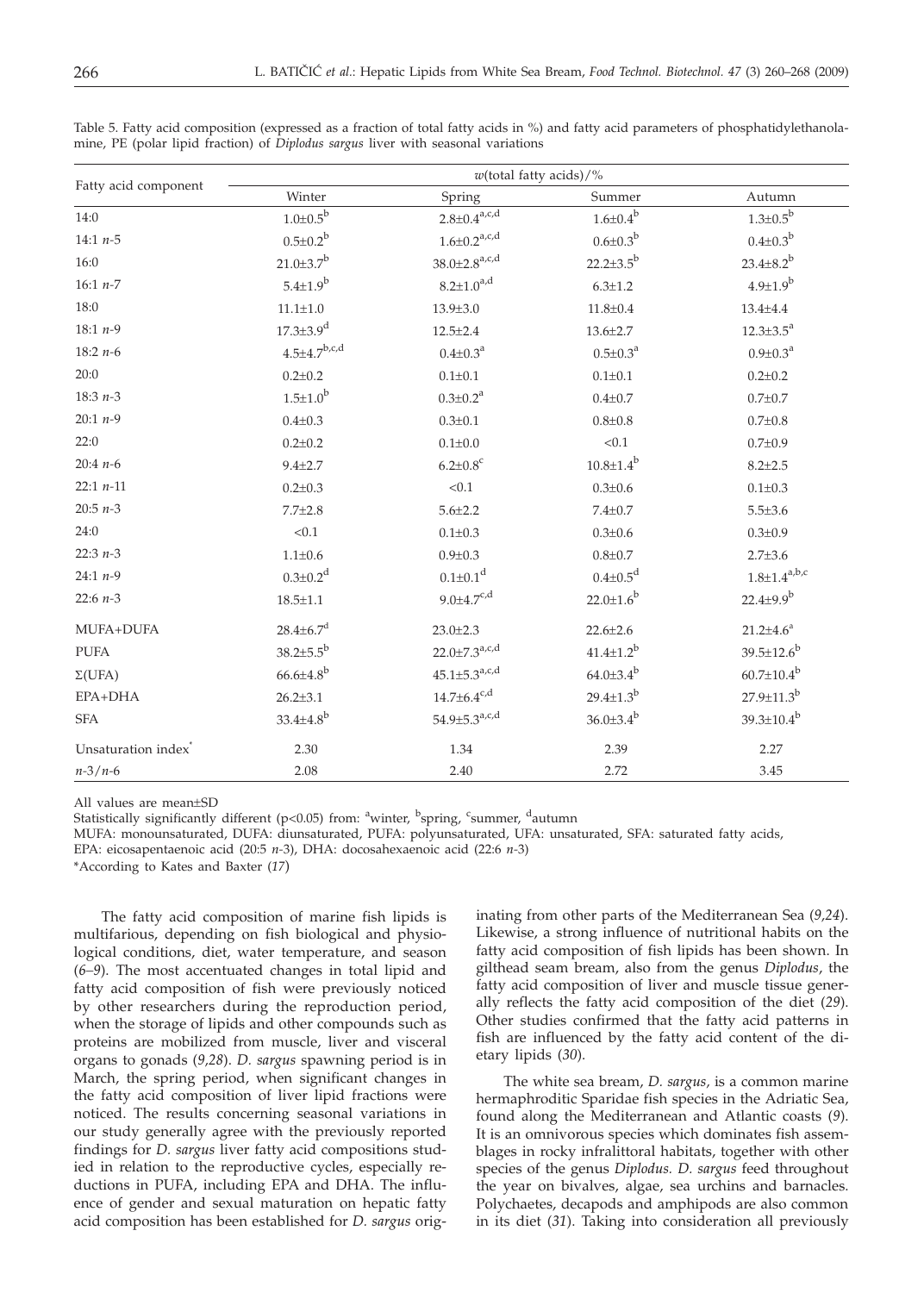Table 5. Fatty acid composition (expressed as a fraction of total fatty acids in %) and fatty acid parameters of phosphatidylethanolamine, PE (polar lipid fraction) of *Diplodus sargus* liver with seasonal variations

| Fatty acid component | *w*(total fatty acids)/% | | | |
|---|---|---|---|---|
| | Winter | Spring | Summer | Autumn |
| 14:0 | 1.0±0.5[b] | 2.8±0.4[a,c,d] | 1.6±0.4[b] | 1.3±0.5[b] |
| 14:1 *n*-5 | 0.5±0.2[b] | 1.6±0.2[a,c,d] | 0.6±0.3[b] | 0.4±0.3[b] |
| 16:0 | 21.0±3.7[b] | 38.0±2.8[a,c,d] | 22.2±3.5[b] | 23.4±8.2[b] |
| 16:1 *n*-7 | 5.4±1.9[b] | 8.2±1.0[a,d] | 6.3±1.2 | 4.9±1.9[b] |
| 18:0 | 11.1±1.0 | 13.9±3.0 | 11.8±0.4 | 13.4±4.4 |
| 18:1 *n*-9 | 17.3±3.9[d] | 12.5±2.4 | 13.6±2.7 | 12.3±3.5[a] |
| 18:2 *n*-6 | 4.5±4.7[b,c,d] | 0.4±0.3[a] | 0.5±0.3[a] | 0.9±0.3[a] |
| 20:0 | 0.2±0.2 | 0.1±0.1 | 0.1±0.1 | 0.2±0.2 |
| 18:3 *n*-3 | 1.5±1.0[b] | 0.3±0.2[a] | 0.4±0.7 | 0.7±0.7 |
| 20:1 *n*-9 | 0.4±0.3 | 0.3±0.1 | 0.8±0.8 | 0.7±0.8 |
| 22:0 | 0.2±0.2 | 0.1±0.0 | <0.1 | 0.7±0.9 |
| 20:4 *n*-6 | 9.4±2.7 | 6.2±0.8[c] | 10.8±1.4[b] | 8.2±2.5 |
| 22:1 *n*-11 | 0.2±0.3 | <0.1 | 0.3±0.6 | 0.1±0.3 |
| 20:5 *n*-3 | 7.7±2.8 | 5.6±2.2 | 7.4±0.7 | 5.5±3.6 |
| 24:0 | <0.1 | 0.1±0.3 | 0.3±0.6 | 0.3±0.9 |
| 22:3 *n*-3 | 1.1±0.6 | 0.9±0.3 | 0.8±0.7 | 2.7±3.6 |
| 24:1 *n*-9 | 0.3±0.2[d] | 0.1±0.1[d] | 0.4±0.5[d] | 1.8±1.4[a,b,c] |
| 22:6 *n*-3 | 18.5±1.1 | 9.0±4.7[c,d] | 22.0±1.6[b] | 22.4±9.9[b] |
| MUFA+DUFA | 28.4±6.7[d] | 23.0±2.3 | 22.6±2.6 | 21.2±4.6[a] |
| PUFA | 38.2±5.5[b] | 22.0±7.3[a,c,d] | 41.4±1.2[b] | 39.5±12.6[b] |
| Σ(UFA) | 66.6±4.8[b] | 45.1±5.3[a,c,d] | 64.0±3.4[b] | 60.7±10.4[b] |
| EPA+DHA | 26.2±3.1 | 14.7±6.4[c,d] | 29.4±1.3[b] | 27.9±11.3[b] |
| SFA | 33.4±4.8[b] | 54.9±5.3[a,c,d] | 36.0±3.4[b] | 39.3±10.4[b] |
| Unsaturation index* | 2.30 | 1.34 | 2.39 | 2.27 |
| *n*-3/*n*-6 | 2.08 | 2.40 | 2.72 | 3.45 |

All values are mean±SD

Statistically significantly different ($p<0.05$) from: [a]winter, [b]spring, [c]summer, [d]autumn

MUFA: monounsaturated, DUFA: diunsaturated, PUFA: polyunsaturated, UFA: unsaturated, SFA: saturated fatty acids,
EPA: eicosapentaenoic acid (20:5 *n*-3), DHA: docosahexaenoic acid (22:6 *n*-3)

*According to Kates and Baxter (*17*)

The fatty acid composition of marine fish lipids is multifarious, depending on fish biological and physiological conditions, diet, water temperature, and season (*6–9*). The most accentuated changes in total lipid and fatty acid composition of fish were previously noticed by other researchers during the reproduction period, when the storage of lipids and other compounds such as proteins are mobilized from muscle, liver and visceral organs to gonads (*9,28*). *D. sargus* spawning period is in March, the spring period, when significant changes in the fatty acid composition of liver lipid fractions were noticed. The results concerning seasonal variations in our study generally agree with the previously reported findings for *D. sargus* liver fatty acid compositions studied in relation to the reproductive cycles, especially reductions in PUFA, including EPA and DHA. The influence of gender and sexual maturation on hepatic fatty acid composition has been established for *D. sargus* originating from other parts of the Mediterranean Sea (*9,24*). Likewise, a strong influence of nutritional habits on the fatty acid composition of fish lipids has been shown. In gilthead seam bream, also from the genus *Diplodus*, the fatty acid composition of liver and muscle tissue generally reflects the fatty acid composition of the diet (*29*). Other studies confirmed that the fatty acid patterns in fish are influenced by the fatty acid content of the dietary lipids (*30*).

The white sea bream, *D. sargus*, is a common marine hermaphroditic Sparidae fish species in the Adriatic Sea, found along the Mediterranean and Atlantic coasts (*9*). It is an omnivorous species which dominates fish assemblages in rocky infralittoral habitats, together with other species of the genus *Diplodus. D. sargus* feed throughout the year on bivalves, algae, sea urchins and barnacles. Polychaetes, decapods and amphipods are also common in its diet (*31*). Taking into consideration all previously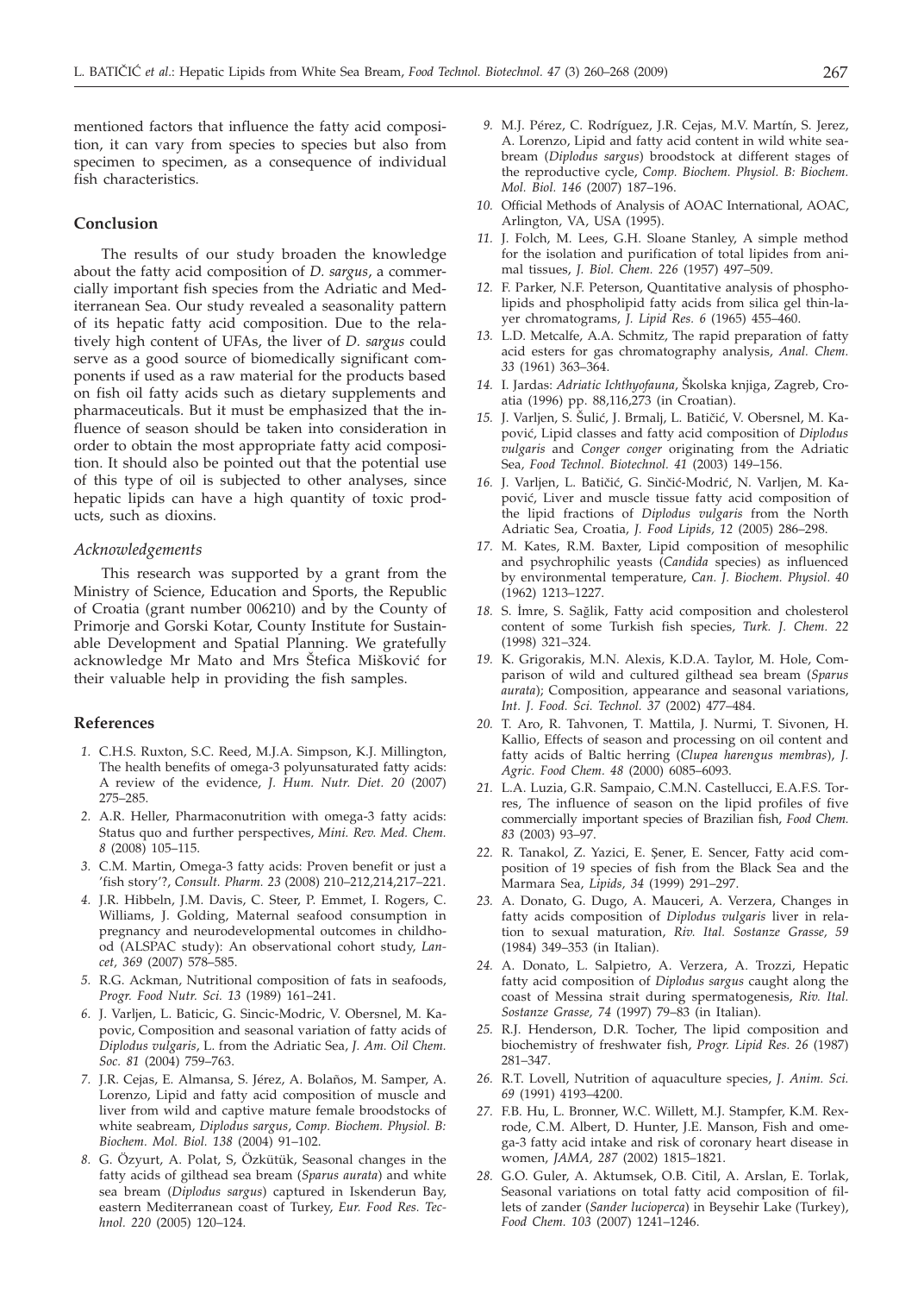mentioned factors that influence the fatty acid composition, it can vary from species to species but also from specimen to specimen, as a consequence of individual fish characteristics.

## Conclusion

The results of our study broaden the knowledge about the fatty acid composition of *D. sargus*, a commercially important fish species from the Adriatic and Mediterranean Sea. Our study revealed a seasonality pattern of its hepatic fatty acid composition. Due to the relatively high content of UFAs, the liver of *D. sargus* could serve as a good source of biomedically significant components if used as a raw material for the products based on fish oil fatty acids such as dietary supplements and pharmaceuticals. But it must be emphasized that the influence of season should be taken into consideration in order to obtain the most appropriate fatty acid composition. It should also be pointed out that the potential use of this type of oil is subjected to other analyses, since hepatic lipids can have a high quantity of toxic products, such as dioxins.

### *Acknowledgements*

This research was supported by a grant from the Ministry of Science, Education and Sports, the Republic of Croatia (grant number 006210) and by the County of Primorje and Gorski Kotar, County Institute for Sustainable Development and Spatial Planning. We gratefully acknowledge Mr Mato and Mrs Štefica Mišković for their valuable help in providing the fish samples.

## References

1. C.H.S. Ruxton, S.C. Reed, M.J.A. Simpson, K.J. Millington, The health benefits of omega-3 polyunsaturated fatty acids: A review of the evidence, *J. Hum. Nutr. Diet. 20* (2007) 275–285.
2. A.R. Heller, Pharmaconutrition with omega-3 fatty acids: Status quo and further perspectives, *Mini. Rev. Med. Chem. 8* (2008) 105–115.
3. C.M. Martin, Omega-3 fatty acids: Proven benefit or just a 'fish story'?, *Consult. Pharm. 23* (2008) 210–212,214,217–221.
4. J.R. Hibbeln, J.M. Davis, C. Steer, P. Emmet, I. Rogers, C. Williams, J. Golding, Maternal seafood consumption in pregnancy and neurodevelopmental outcomes in childhood (ALSPAC study): An observational cohort study, *Lancet, 369* (2007) 578–585.
5. R.G. Ackman, Nutritional composition of fats in seafoods, *Progr. Food Nutr. Sci. 13* (1989) 161–241.
6. J. Varljen, L. Baticic, G. Sincic-Modric, V. Obersnel, M. Kapovic, Composition and seasonal variation of fatty acids of *Diplodus vulgaris*, L. from the Adriatic Sea, *J. Am. Oil Chem. Soc. 81* (2004) 759–763.
7. J.R. Cejas, E. Almansa, S. Jérez, A. Bolaños, M. Samper, A. Lorenzo, Lipid and fatty acid composition of muscle and liver from wild and captive mature female broodstocks of white seabream, *Diplodus sargus*, *Comp. Biochem. Physiol. B: Biochem. Mol. Biol. 138* (2004) 91–102.
8. G. Özyurt, A. Polat, S, Özkütük, Seasonal changes in the fatty acids of gilthead sea bream (*Sparus aurata*) and white sea bream (*Diplodus sargus*) captured in Iskenderun Bay, eastern Mediterranean coast of Turkey, *Eur. Food Res. Technol. 220* (2005) 120–124.
9. M.J. Pérez, C. Rodríguez, J.R. Cejas, M.V. Martín, S. Jerez, A. Lorenzo, Lipid and fatty acid content in wild white seabream (*Diplodus sargus*) broodstock at different stages of the reproductive cycle, *Comp. Biochem. Physiol. B: Biochem. Mol. Biol. 146* (2007) 187–196.
10. Official Methods of Analysis of AOAC International, AOAC, Arlington, VA, USA (1995).
11. J. Folch, M. Lees, G.H. Sloane Stanley, A simple method for the isolation and purification of total lipides from animal tissues, *J. Biol. Chem. 226* (1957) 497–509.
12. F. Parker, N.F. Peterson, Quantitative analysis of phospholipids and phospholipid fatty acids from silica gel thin-layer chromatograms, *J. Lipid Res. 6* (1965) 455–460.
13. L.D. Metcalfe, A.A. Schmitz, The rapid preparation of fatty acid esters for gas chromatography analysis, *Anal. Chem. 33* (1961) 363–364.
14. I. Jardas: *Adriatic Ichthyofauna*, Školska knjiga, Zagreb, Croatia (1996) pp. 88,116,273 (in Croatian).
15. J. Varljen, S. Šulić, J. Brmalj, L. Batičić, V. Obersnel, M. Kapović, Lipid classes and fatty acid composition of *Diplodus vulgaris* and *Conger conger* originating from the Adriatic Sea, *Food Technol. Biotechnol. 41* (2003) 149–156.
16. J. Varljen, L. Batičić, G. Sinčić-Modrić, N. Varljen, M. Kapović, Liver and muscle tissue fatty acid composition of the lipid fractions of *Diplodus vulgaris* from the North Adriatic Sea, Croatia, *J. Food Lipids, 12* (2005) 286–298.
17. M. Kates, R.M. Baxter, Lipid composition of mesophilic and psychrophilic yeasts (*Candida* species) as influenced by environmental temperature, *Can. J. Biochem. Physiol. 40* (1962) 1213–1227.
18. S. İmre, S. Sağlik, Fatty acid composition and cholesterol content of some Turkish fish species, *Turk. J. Chem. 22* (1998) 321–324.
19. K. Grigorakis, M.N. Alexis, K.D.A. Taylor, M. Hole, Comparison of wild and cultured gilthead sea bream (*Sparus aurata*); Composition, appearance and seasonal variations, *Int. J. Food. Sci. Technol. 37* (2002) 477–484.
20. T. Aro, R. Tahvonen, T. Mattila, J. Nurmi, T. Sivonen, H. Kallio, Effects of season and processing on oil content and fatty acids of Baltic herring (*Clupea harengus membras*), *J. Agric. Food Chem. 48* (2000) 6085–6093.
21. L.A. Luzia, G.R. Sampaio, C.M.N. Castellucci, E.A.F.S. Torres, The influence of season on the lipid profiles of five commercially important species of Brazilian fish, *Food Chem. 83* (2003) 93–97.
22. R. Tanakol, Z. Yazici, E. Şener, E. Sencer, Fatty acid composition of 19 species of fish from the Black Sea and the Marmara Sea, *Lipids, 34* (1999) 291–297.
23. A. Donato, G. Dugo, A. Mauceri, A. Verzera, Changes in fatty acids composition of *Diplodus vulgaris* liver in relation to sexual maturation, *Riv. Ital. Sostanze Grasse, 59* (1984) 349–353 (in Italian).
24. A. Donato, L. Salpietro, A. Verzera, A. Trozzi, Hepatic fatty acid composition of *Diplodus sargus* caught along the coast of Messina strait during spermatogenesis, *Riv. Ital. Sostanze Grasse, 74* (1997) 79–83 (in Italian).
25. R.J. Henderson, D.R. Tocher, The lipid composition and biochemistry of freshwater fish, *Progr. Lipid Res. 26* (1987) 281–347.
26. R.T. Lovell, Nutrition of aquaculture species, *J. Anim. Sci. 69* (1991) 4193–4200.
27. F.B. Hu, L. Bronner, W.C. Willett, M.J. Stampfer, K.M. Rexrode, C.M. Albert, D. Hunter, J.E. Manson, Fish and omega-3 fatty acid intake and risk of coronary heart disease in women, *JAMA, 287* (2002) 1815–1821.
28. G.O. Guler, A. Aktumsek, O.B. Citil, A. Arslan, E. Torlak, Seasonal variations on total fatty acid composition of fillets of zander (*Sander lucioperca*) in Beysehir Lake (Turkey), *Food Chem. 103* (2007) 1241–1246.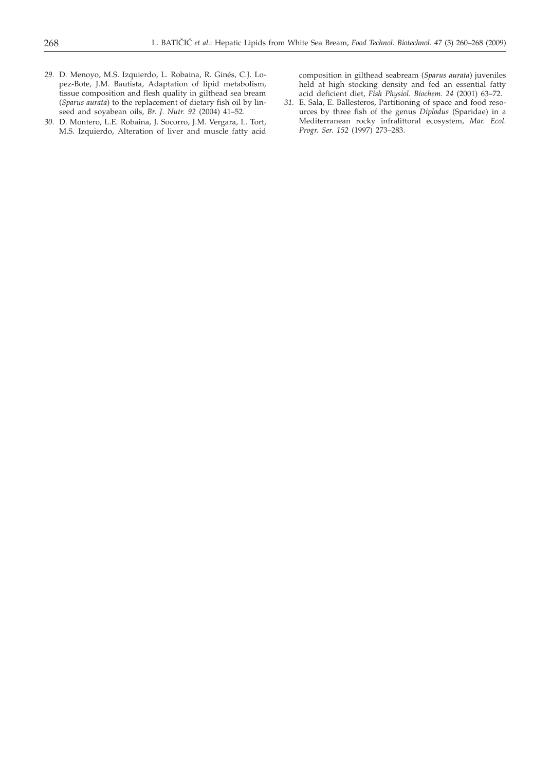*29.* D. Menoyo, M.S. Izquierdo, L. Robaina, R. Ginés, C.J. Lopez-Bote, J.M. Bautista, Adaptation of lipid metabolism, tissue composition and flesh quality in gilthead sea bream (*Sparus aurata*) to the replacement of dietary fish oil by linseed and soyabean oils, *Br. J. Nutr. 92* (2004) 41–52.

*30.* D. Montero, L.E. Robaina, J. Socorro, J.M. Vergara, L. Tort, M.S. Izquierdo, Alteration of liver and muscle fatty acid composition in gilthead seabream (*Sparus aurata*) juveniles held at high stocking density and fed an essential fatty acid deficient diet, *Fish Physiol. Biochem. 24* (2001) 63–72.

*31.* E. Sala, E. Ballesteros, Partitioning of space and food resources by three fish of the genus *Diplodus* (Sparidae) in a Mediterranean rocky infralittoral ecosystem, *Mar. Ecol. Progr. Ser. 152* (1997) 273–283.